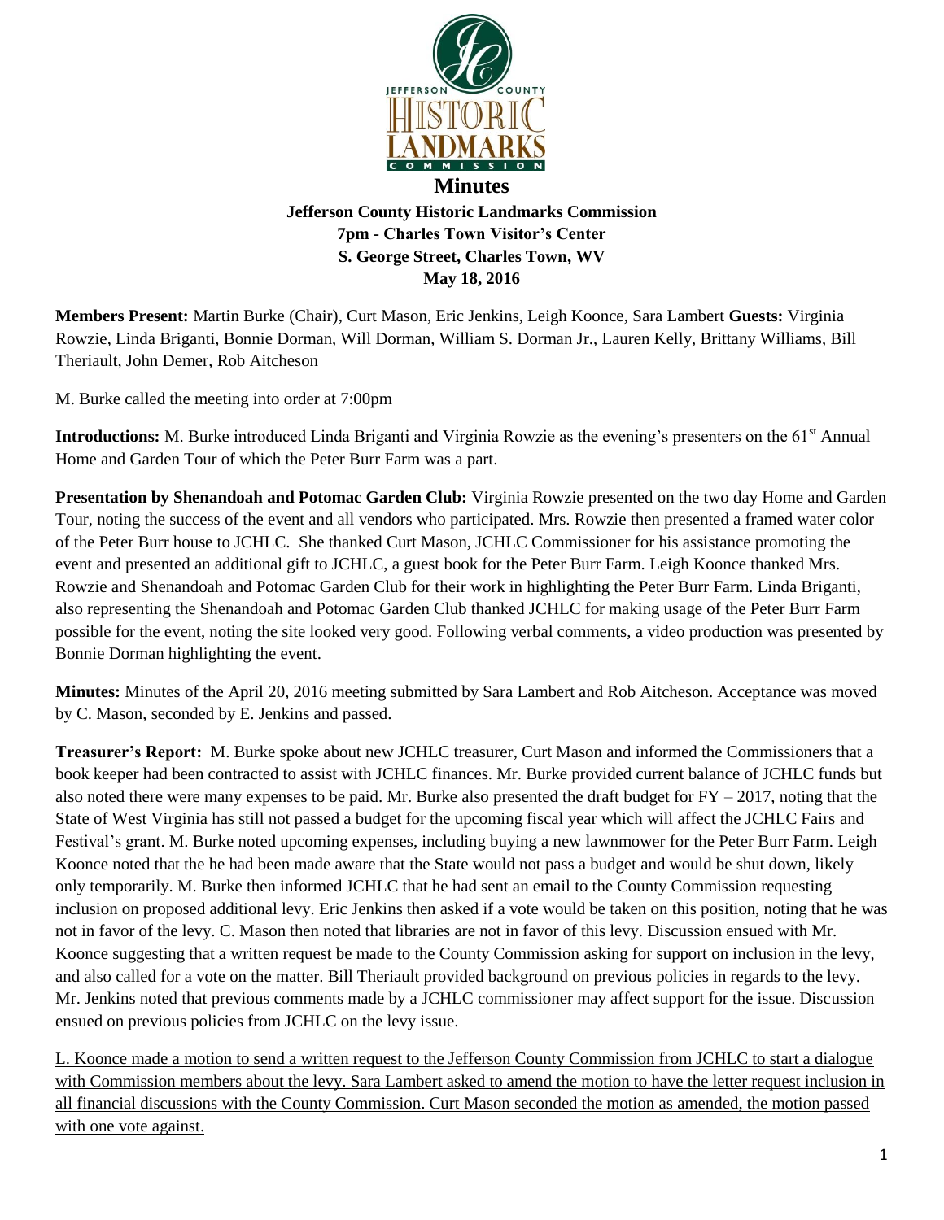# Minutes

**Jefferson County Historic Landmarks Commission**
**7pm - Charles Town Visitor's Center**
**S. George Street, Charles Town, WV**
**May 18, 2016**

**Members Present:** Martin Burke (Chair), Curt Mason, Eric Jenkins, Leigh Koonce, Sara Lambert **Guests:** Virginia Rowzie, Linda Briganti, Bonnie Dorman, Will Dorman, William S. Dorman Jr., Lauren Kelly, Brittany Williams, Bill Theriault, John Demer, Rob Aitcheson

M. Burke called the meeting into order at 7:00pm

**Introductions:** M. Burke introduced Linda Briganti and Virginia Rowzie as the evening's presenters on the 61st Annual Home and Garden Tour of which the Peter Burr Farm was a part.

**Presentation by Shenandoah and Potomac Garden Club:** Virginia Rowzie presented on the two day Home and Garden Tour, noting the success of the event and all vendors who participated. Mrs. Rowzie then presented a framed water color of the Peter Burr house to JCHLC. She thanked Curt Mason, JCHLC Commissioner for his assistance promoting the event and presented an additional gift to JCHLC, a guest book for the Peter Burr Farm. Leigh Koonce thanked Mrs. Rowzie and Shenandoah and Potomac Garden Club for their work in highlighting the Peter Burr Farm. Linda Briganti, also representing the Shenandoah and Potomac Garden Club thanked JCHLC for making usage of the Peter Burr Farm possible for the event, noting the site looked very good. Following verbal comments, a video production was presented by Bonnie Dorman highlighting the event.

**Minutes:** Minutes of the April 20, 2016 meeting submitted by Sara Lambert and Rob Aitcheson. Acceptance was moved by C. Mason, seconded by E. Jenkins and passed.

**Treasurer's Report:** M. Burke spoke about new JCHLC treasurer, Curt Mason and informed the Commissioners that a book keeper had been contracted to assist with JCHLC finances. Mr. Burke provided current balance of JCHLC funds but also noted there were many expenses to be paid. Mr. Burke also presented the draft budget for FY – 2017, noting that the State of West Virginia has still not passed a budget for the upcoming fiscal year which will affect the JCHLC Fairs and Festival's grant. M. Burke noted upcoming expenses, including buying a new lawnmower for the Peter Burr Farm. Leigh Koonce noted that the he had been made aware that the State would not pass a budget and would be shut down, likely only temporarily. M. Burke then informed JCHLC that he had sent an email to the County Commission requesting inclusion on proposed additional levy. Eric Jenkins then asked if a vote would be taken on this position, noting that he was not in favor of the levy. C. Mason then noted that libraries are not in favor of this levy. Discussion ensued with Mr. Koonce suggesting that a written request be made to the County Commission asking for support on inclusion in the levy, and also called for a vote on the matter. Bill Theriault provided background on previous policies in regards to the levy. Mr. Jenkins noted that previous comments made by a JCHLC commissioner may affect support for the issue. Discussion ensued on previous policies from JCHLC on the levy issue.

L. Koonce made a motion to send a written request to the Jefferson County Commission from JCHLC to start a dialogue with Commission members about the levy. Sara Lambert asked to amend the motion to have the letter request inclusion in all financial discussions with the County Commission. Curt Mason seconded the motion as amended, the motion passed with one vote against.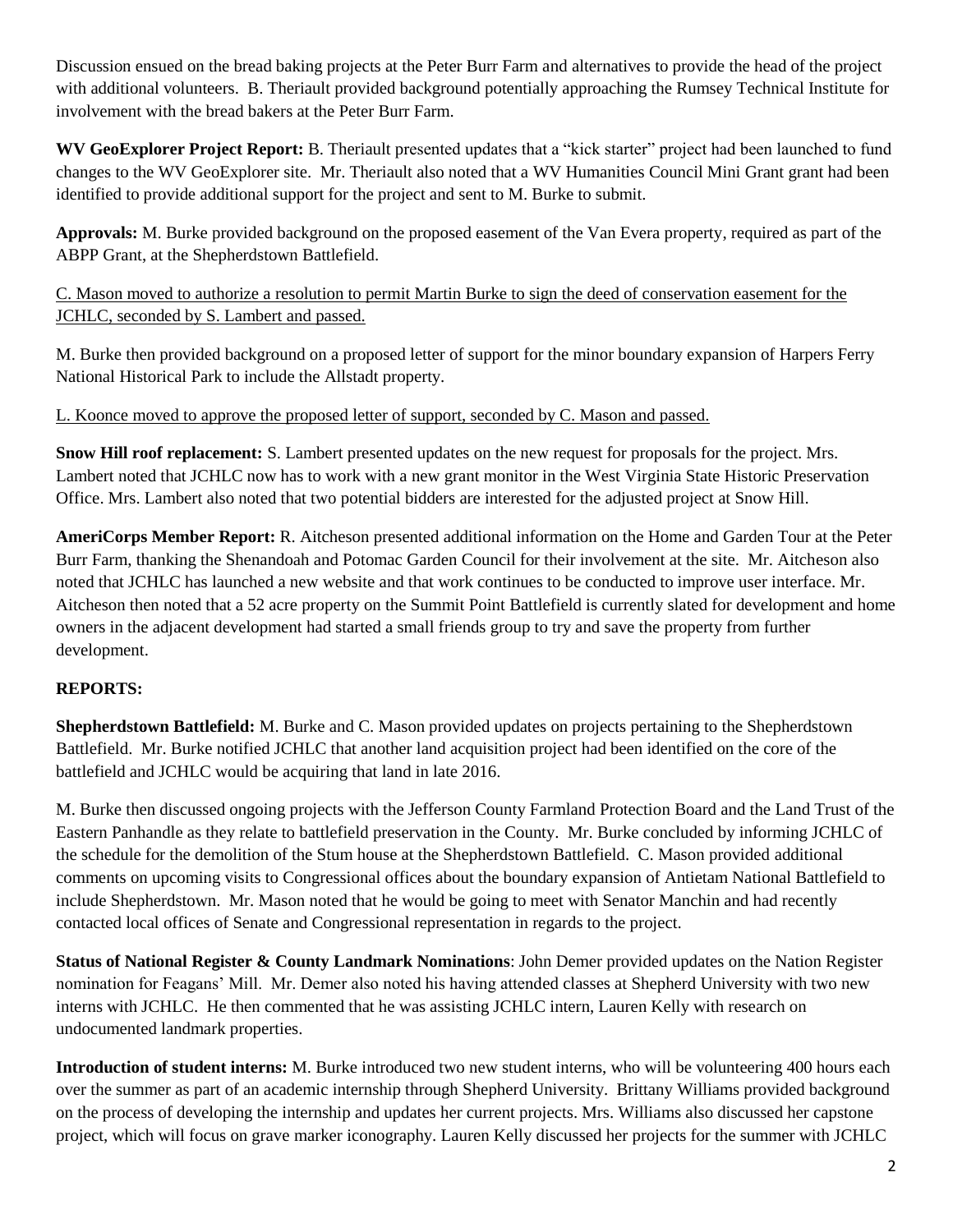Discussion ensued on the bread baking projects at the Peter Burr Farm and alternatives to provide the head of the project with additional volunteers. B. Theriault provided background potentially approaching the Rumsey Technical Institute for involvement with the bread bakers at the Peter Burr Farm.

**WV GeoExplorer Project Report:** B. Theriault presented updates that a "kick starter" project had been launched to fund changes to the WV GeoExplorer site. Mr. Theriault also noted that a WV Humanities Council Mini Grant grant had been identified to provide additional support for the project and sent to M. Burke to submit.

**Approvals:** M. Burke provided background on the proposed easement of the Van Evera property, required as part of the ABPP Grant, at the Shepherdstown Battlefield.

<u>C. Mason moved to authorize a resolution to permit Martin Burke to sign the deed of conservation easement for the JCHLC, seconded by S. Lambert and passed.</u>

M. Burke then provided background on a proposed letter of support for the minor boundary expansion of Harpers Ferry National Historical Park to include the Allstadt property.

<u>L. Koonce moved to approve the proposed letter of support, seconded by C. Mason and passed.</u>

**Snow Hill roof replacement:** S. Lambert presented updates on the new request for proposals for the project. Mrs. Lambert noted that JCHLC now has to work with a new grant monitor in the West Virginia State Historic Preservation Office. Mrs. Lambert also noted that two potential bidders are interested for the adjusted project at Snow Hill.

**AmeriCorps Member Report:** R. Aitcheson presented additional information on the Home and Garden Tour at the Peter Burr Farm, thanking the Shenandoah and Potomac Garden Council for their involvement at the site. Mr. Aitcheson also noted that JCHLC has launched a new website and that work continues to be conducted to improve user interface. Mr. Aitcheson then noted that a 52 acre property on the Summit Point Battlefield is currently slated for development and home owners in the adjacent development had started a small friends group to try and save the property from further development.

**REPORTS:**

**Shepherdstown Battlefield:** M. Burke and C. Mason provided updates on projects pertaining to the Shepherdstown Battlefield. Mr. Burke notified JCHLC that another land acquisition project had been identified on the core of the battlefield and JCHLC would be acquiring that land in late 2016.

M. Burke then discussed ongoing projects with the Jefferson County Farmland Protection Board and the Land Trust of the Eastern Panhandle as they relate to battlefield preservation in the County. Mr. Burke concluded by informing JCHLC of the schedule for the demolition of the Stum house at the Shepherdstown Battlefield. C. Mason provided additional comments on upcoming visits to Congressional offices about the boundary expansion of Antietam National Battlefield to include Shepherdstown. Mr. Mason noted that he would be going to meet with Senator Manchin and had recently contacted local offices of Senate and Congressional representation in regards to the project.

**Status of National Register & County Landmark Nominations**: John Demer provided updates on the Nation Register nomination for Feagans' Mill. Mr. Demer also noted his having attended classes at Shepherd University with two new interns with JCHLC. He then commented that he was assisting JCHLC intern, Lauren Kelly with research on undocumented landmark properties.

**Introduction of student interns:** M. Burke introduced two new student interns, who will be volunteering 400 hours each over the summer as part of an academic internship through Shepherd University. Brittany Williams provided background on the process of developing the internship and updates her current projects. Mrs. Williams also discussed her capstone project, which will focus on grave marker iconography. Lauren Kelly discussed her projects for the summer with JCHLC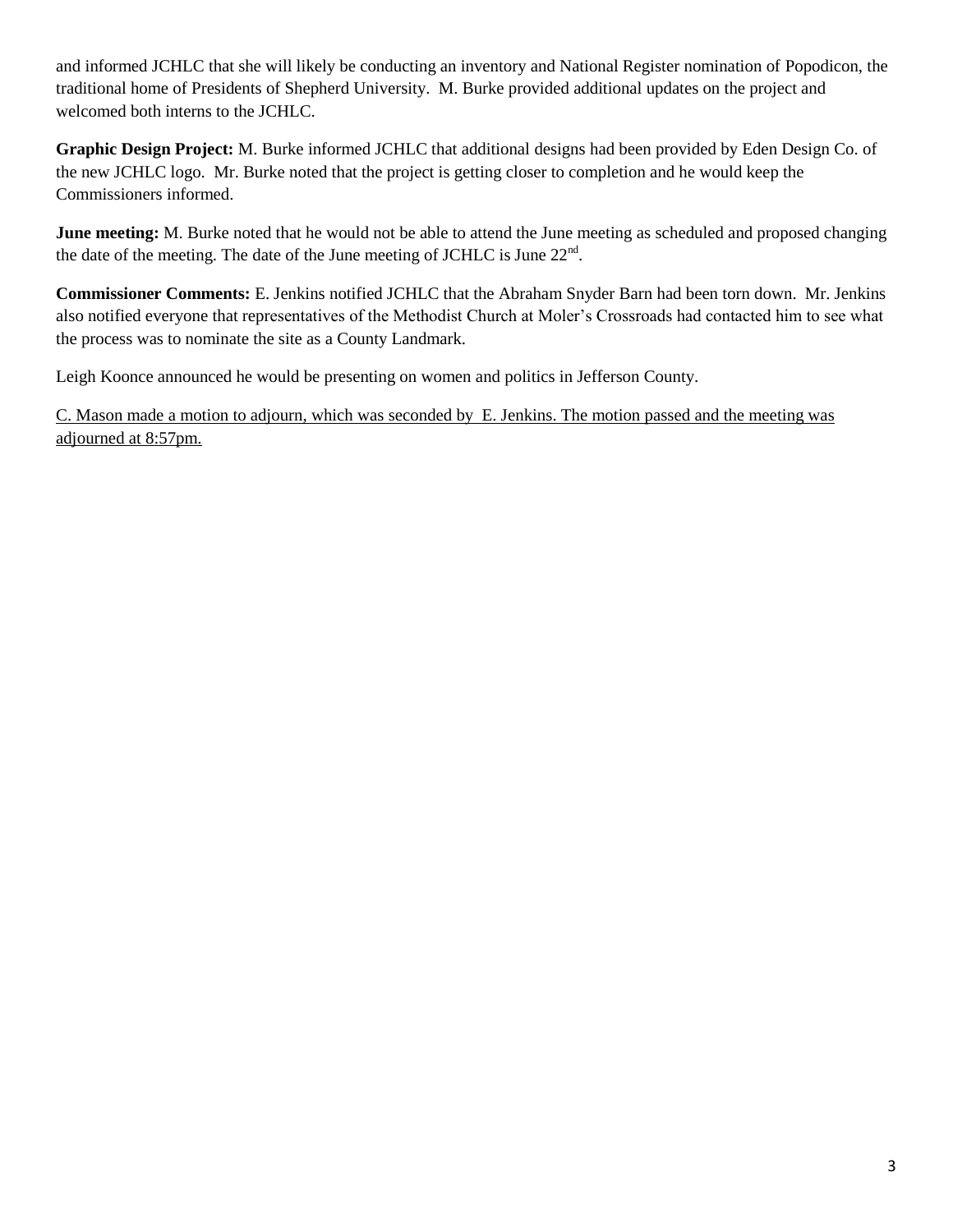and informed JCHLC that she will likely be conducting an inventory and National Register nomination of Popodicon, the traditional home of Presidents of Shepherd University. M. Burke provided additional updates on the project and welcomed both interns to the JCHLC.

**Graphic Design Project:** M. Burke informed JCHLC that additional designs had been provided by Eden Design Co. of the new JCHLC logo. Mr. Burke noted that the project is getting closer to completion and he would keep the Commissioners informed.

**June meeting:** M. Burke noted that he would not be able to attend the June meeting as scheduled and proposed changing the date of the meeting. The date of the June meeting of JCHLC is June 22nd.

**Commissioner Comments:** E. Jenkins notified JCHLC that the Abraham Snyder Barn had been torn down. Mr. Jenkins also notified everyone that representatives of the Methodist Church at Moler's Crossroads had contacted him to see what the process was to nominate the site as a County Landmark.

Leigh Koonce announced he would be presenting on women and politics in Jefferson County.

<u>C. Mason made a motion to adjourn, which was seconded by E. Jenkins. The motion passed and the meeting was adjourned at 8:57pm.</u>